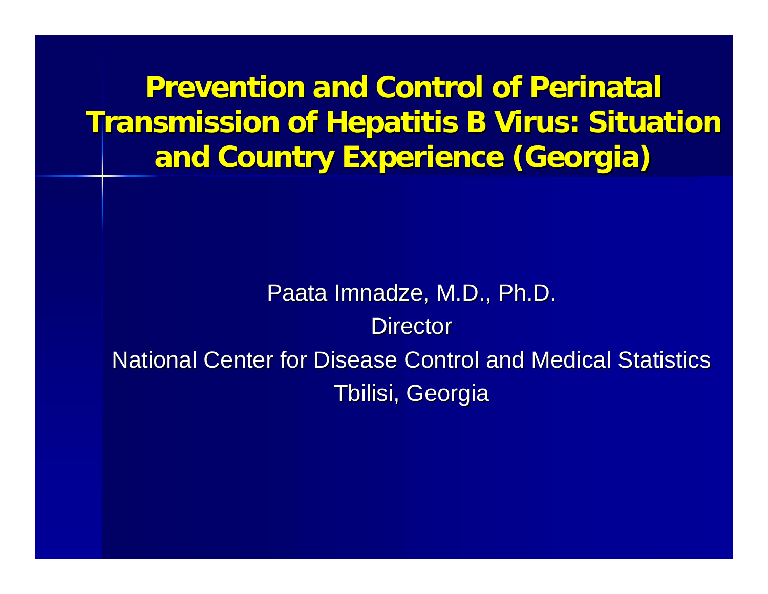# Prevention and Control of Perinatal Transmission of Hepatitis B Virus: Situation and Country Experience (Georgia)

Paata Imnadze, M.D., Ph.D.

Director

National Center for Disease Control and Medical Statistics

Tbilisi, Georgia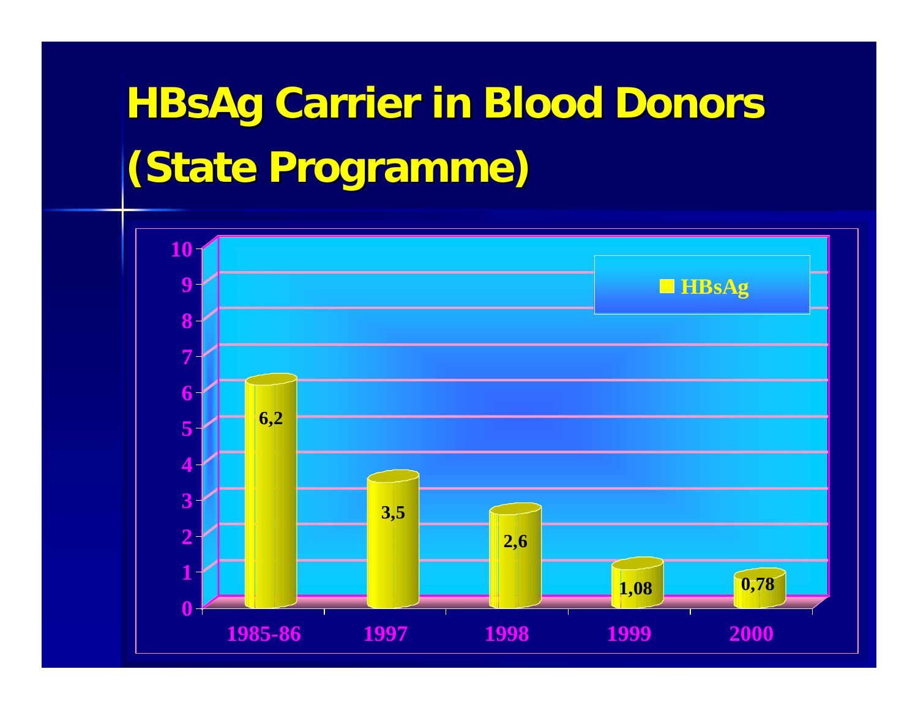# HBsAg Carrier in Blood Donors (State Programme)

| Year | HBsAg |
|---|---|
| 1985-86 | 6,2 |
| 1997 | 3,5 |
| 1998 | 2,6 |
| 1999 | 1,08 |
| 2000 | 0,78 |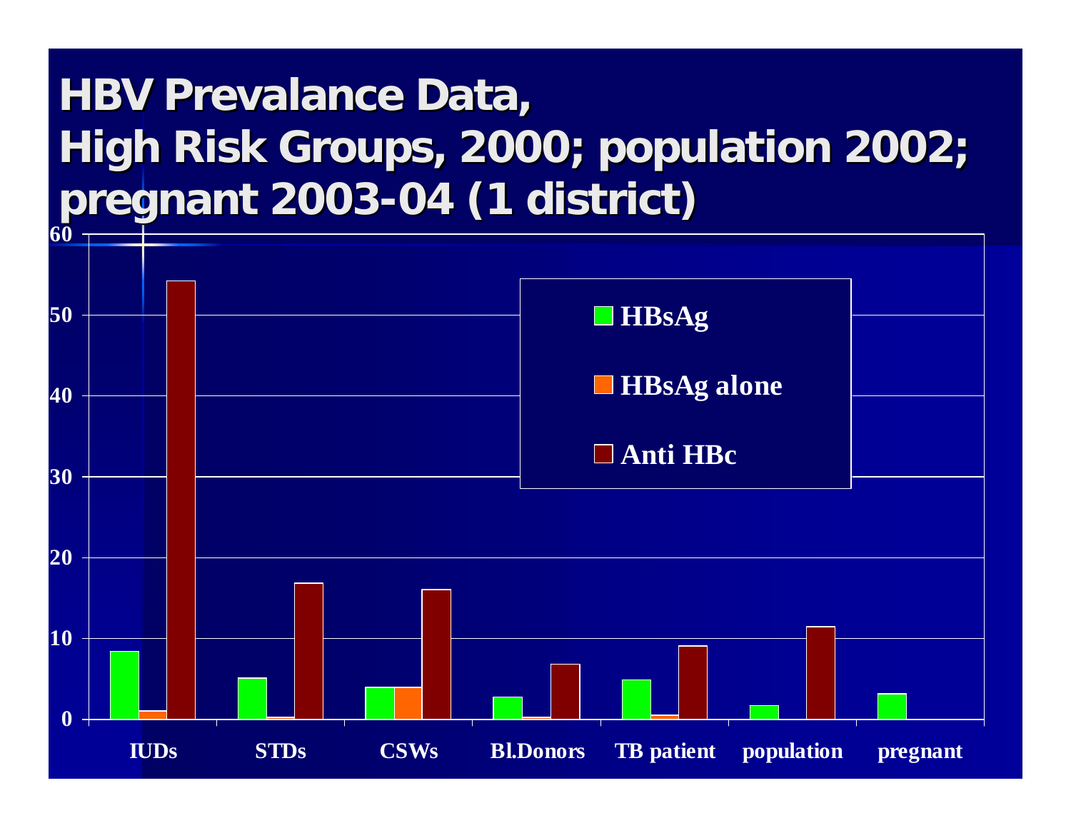# HBV Prevalance Data, High Risk Groups, 2000; population 2002; pregnant 2003-04 (1 district)

| | HBsAg | HBsAg alone | Anti HBc |
|---|---|---|---|
| IUDs | 8.4 | 1 | 54.2 |
| STDs | 5.1 | 0.3 | 16.8 |
| CSWs | 4 | 4 | 16 |
| Bl.Donors | 2.8 | 0.3 | 6.8 |
| TB patient | 4.9 | 0.6 | 9 |
| population | 1.7 | | 11.4 |
| pregnant | 3.2 | | |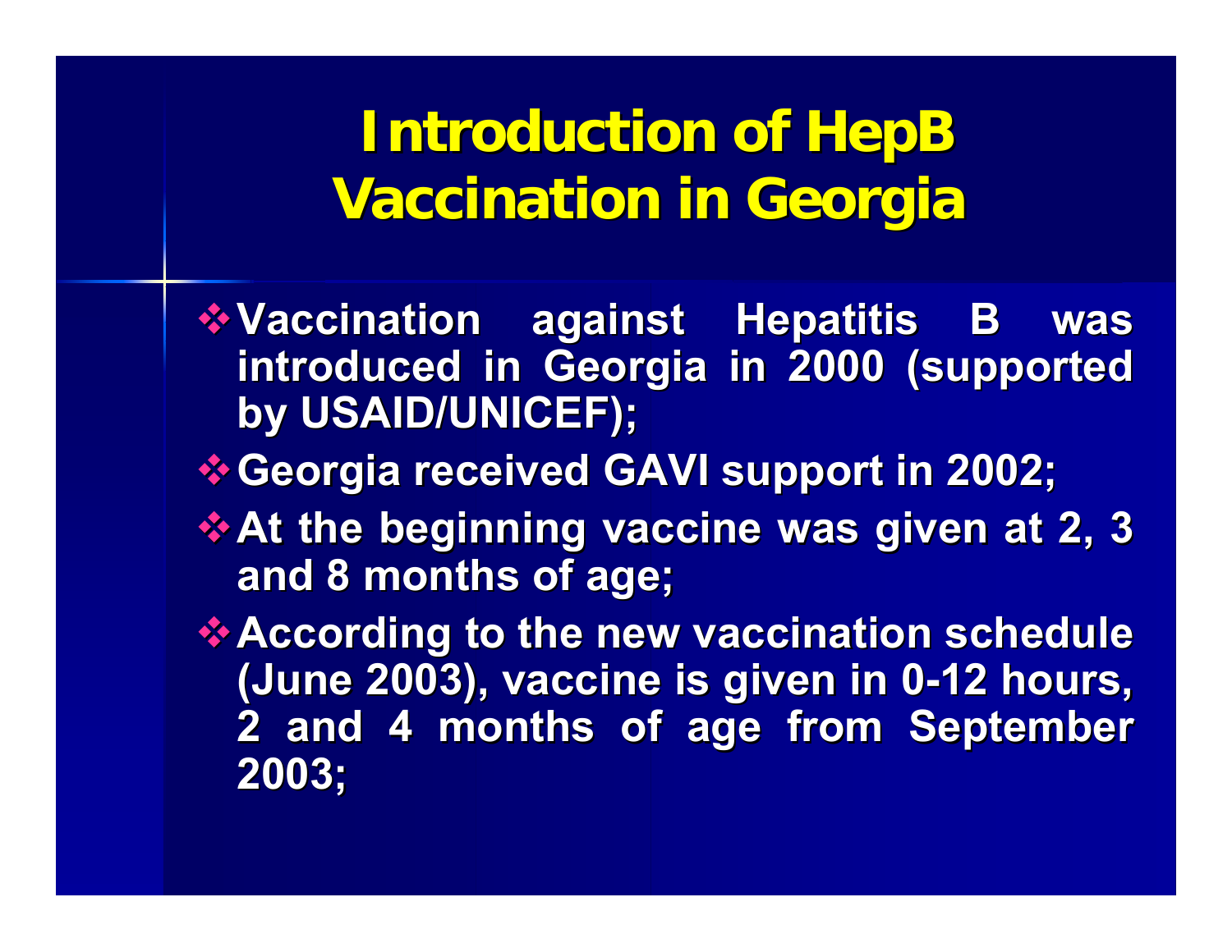# Introduction of HepB Vaccination in Georgia

- Vaccination against Hepatitis B was introduced in Georgia in 2000 (supported by USAID/UNICEF);
- Georgia received GAVI support in 2002;
- At the beginning vaccine was given at 2, 3 and 8 months of age;
- According to the new vaccination schedule (June 2003), vaccine is given in 0-12 hours, 2 and 4 months of age from September 2003;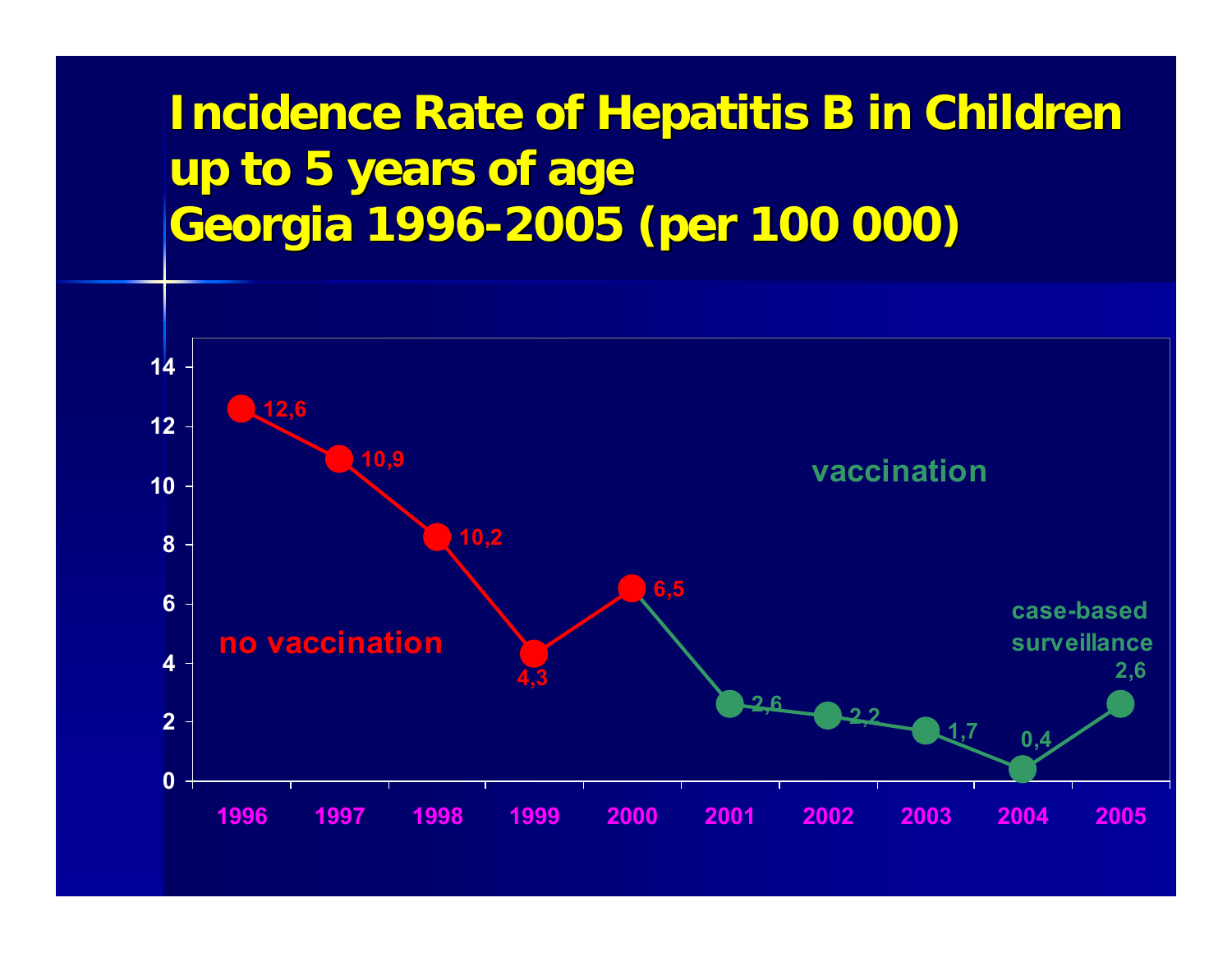# Incidence Rate of Hepatitis B in Children up to 5 years of age Georgia 1996-2005 (per 100 000)

| Year | Incidence rate (per 100 000) | Period |
|---|---|---|
| 1996 | 12,6 | no vaccination |
| 1997 | 10,9 | no vaccination |
| 1998 | 10,2 | no vaccination |
| 1999 | 4,3 | no vaccination |
| 2000 | 6,5 | no vaccination |
| 2001 | 2,6 | vaccination |
| 2002 | 2,2 | vaccination |
| 2003 | 1,7 | vaccination |
| 2004 | 0,4 | vaccination |
| 2005 | 2,6 | vaccination (case-based surveillance) |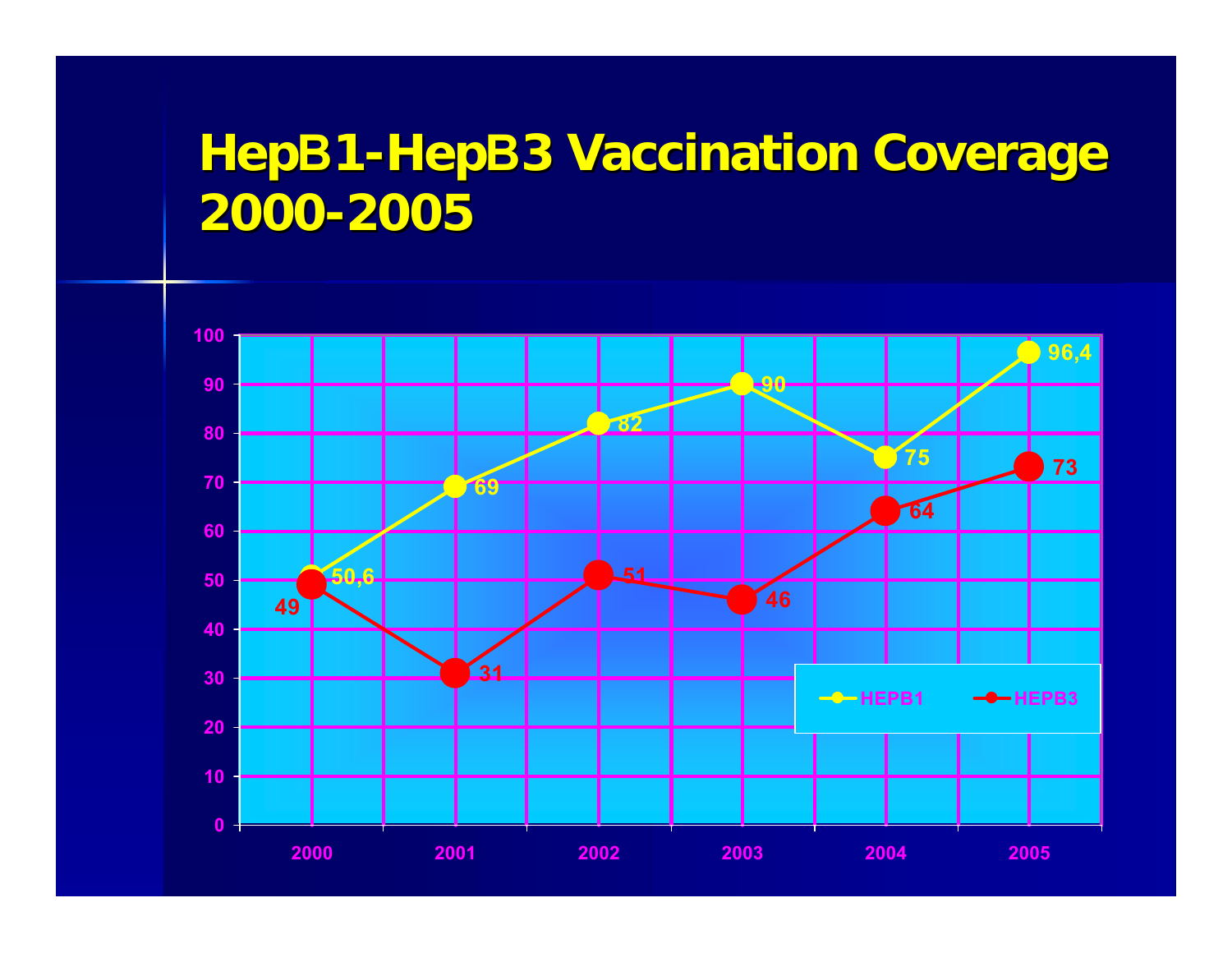# HepB1-HepB3 Vaccination Coverage 2000-2005

| Year | HEPB1 | HEPB3 |
|---|---|---|
| 2000 | 50,6 | 49 |
| 2001 | 69 | 31 |
| 2002 | 82 | 51 |
| 2003 | 90 | 46 |
| 2004 | 75 | 64 |
| 2005 | 96,4 | 73 |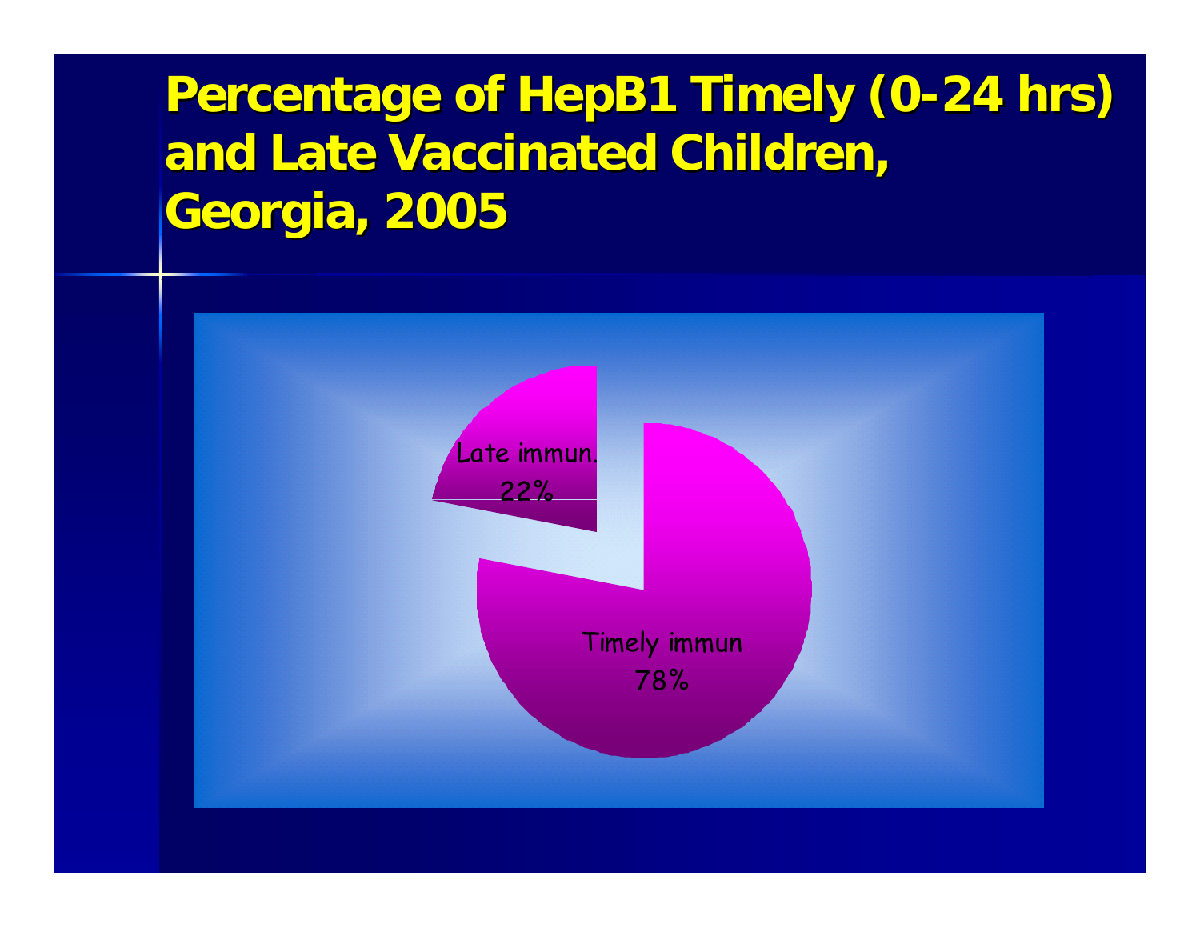# Percentage of HepB1 Timely (0-24 hrs) and Late Vaccinated Children, Georgia, 2005

Late immun.
22%

Timely immun
78%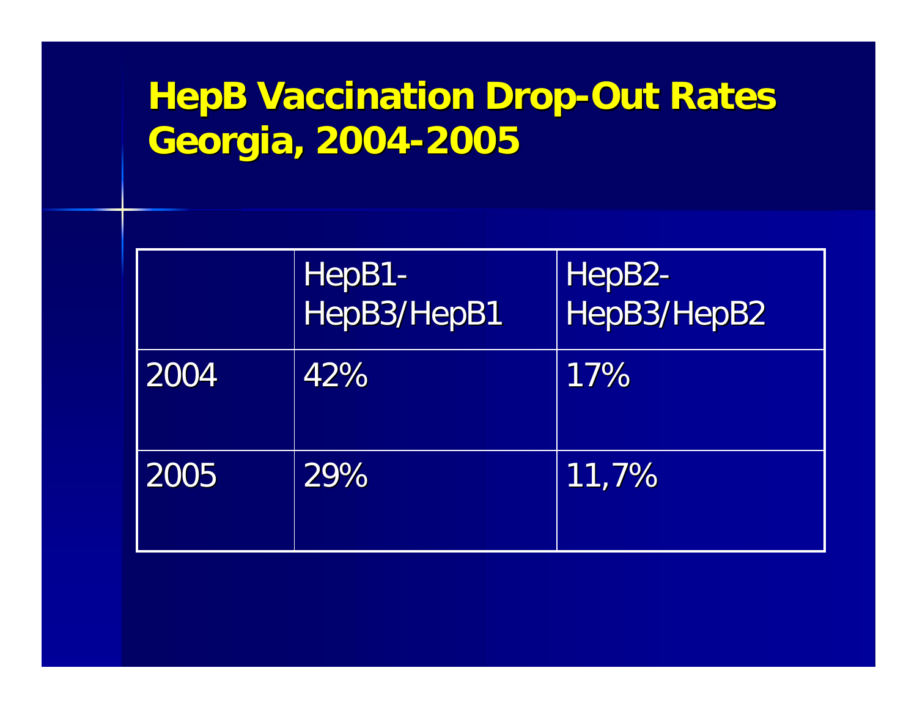# HepB Vaccination Drop-Out Rates Georgia, 2004-2005

| | HepB1-HepB3/HepB1 | HepB2-HepB3/HepB2 |
|---|---|---|
| 2004 | 42% | 17% |
| 2005 | 29% | 11,7% |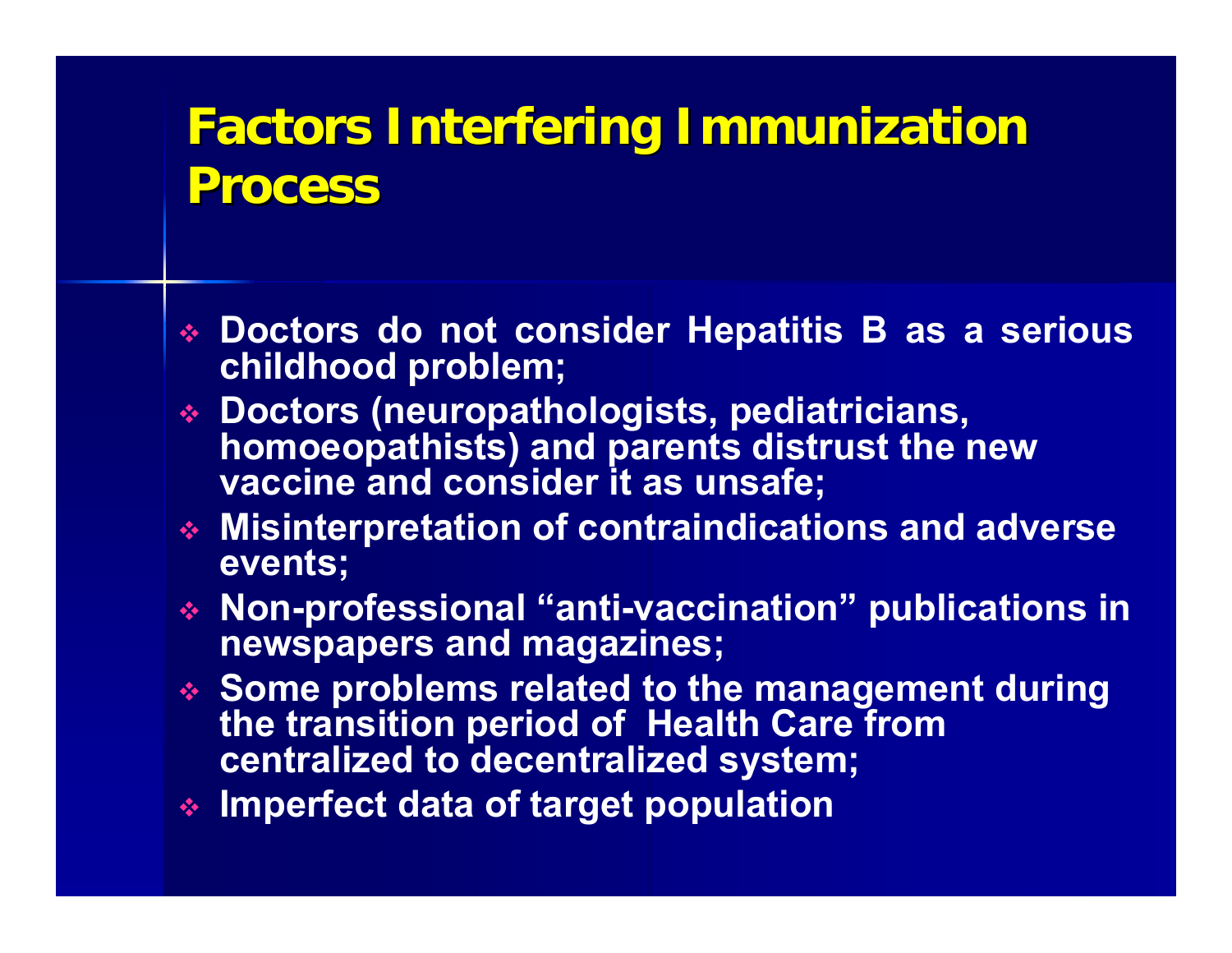# Factors Interfering Immunization Process

- Doctors do not consider Hepatitis B as a serious childhood problem;
- Doctors (neuropathologists, pediatricians, homoeopathists) and parents distrust the new vaccine and consider it as unsafe;
- Misinterpretation of contraindications and adverse events;
- Non-professional "anti-vaccination" publications in newspapers and magazines;
- Some problems related to the management during the transition period of Health Care from centralized to decentralized system;
- Imperfect data of target population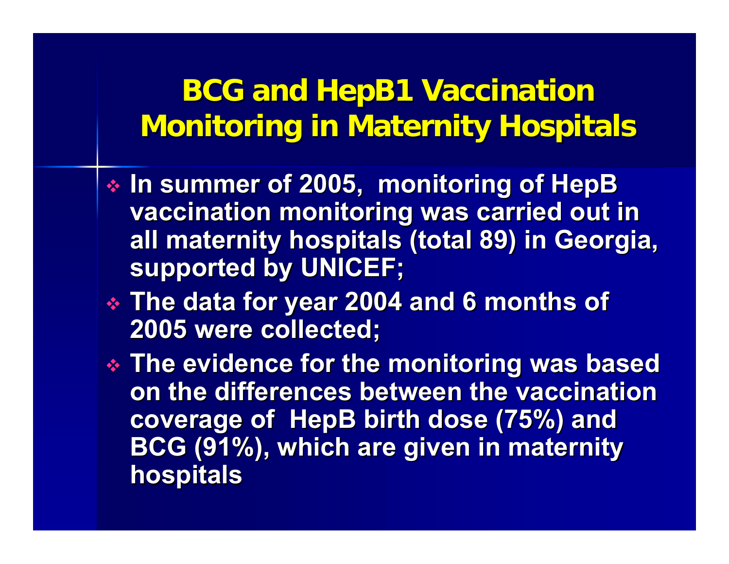# BCG and HepB1 Vaccination Monitoring in Maternity Hospitals

- **In summer of 2005, monitoring of HepB vaccination monitoring was carried out in all maternity hospitals (total 89) in Georgia, supported by UNICEF;**
- **The data for year 2004 and 6 months of 2005 were collected;**
- **The evidence for the monitoring was based on the differences between the vaccination coverage of HepB birth dose (75%) and BCG (91%), which are given in maternity hospitals**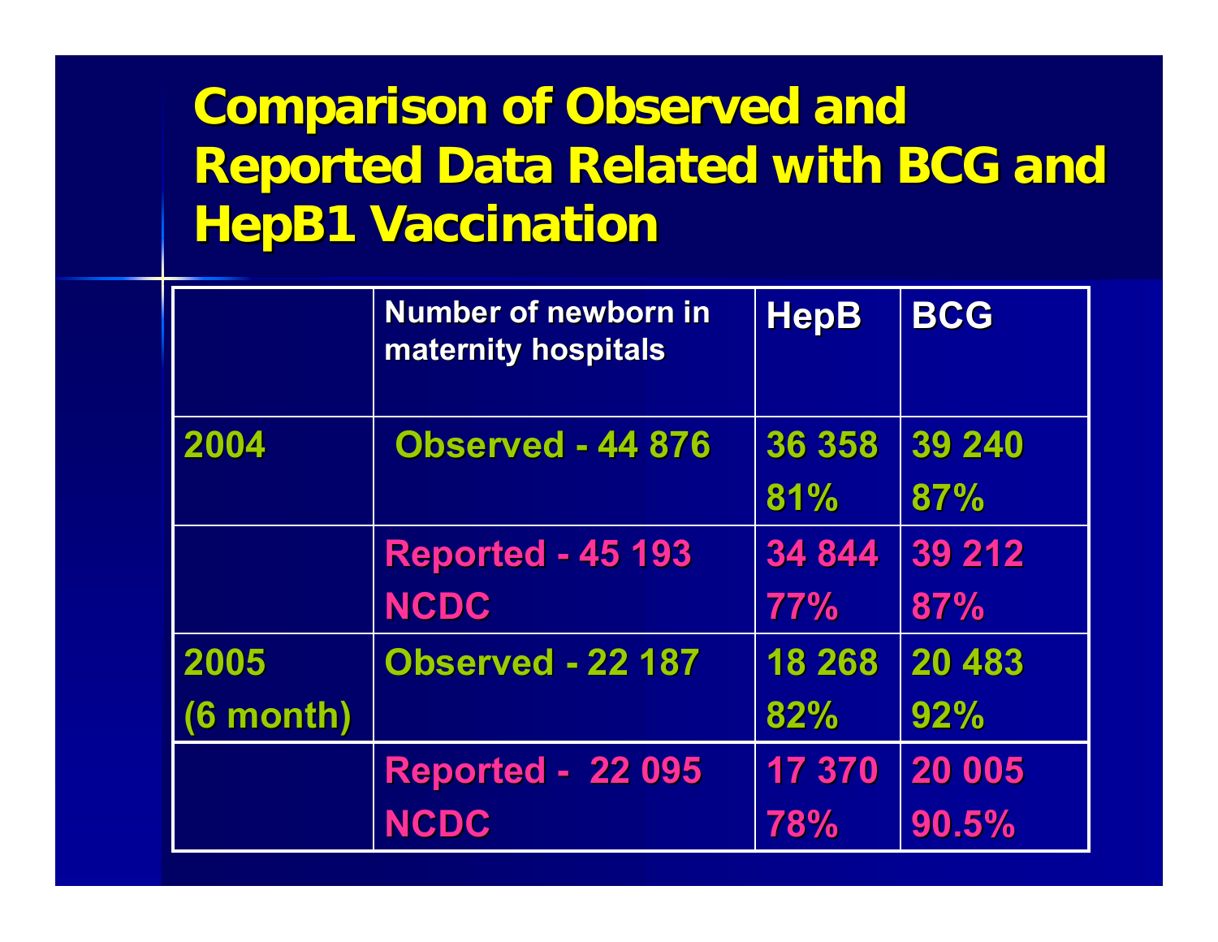# Comparison of Observed and Reported Data Related with BCG and HepB1 Vaccination

| | Number of newborn in maternity hospitals | HepB | BCG |
|---|---|---|---|
| 2004 | Observed - 44 876 | 36 358<br>81% | 39 240<br>87% |
| | Reported - 45 193<br>NCDC | 34 844<br>77% | 39 212<br>87% |
| 2005<br>(6 month) | Observed - 22 187 | 18 268<br>82% | 20 483<br>92% |
| | Reported - 22 095<br>NCDC | 17 370<br>78% | 20 005<br>90.5% |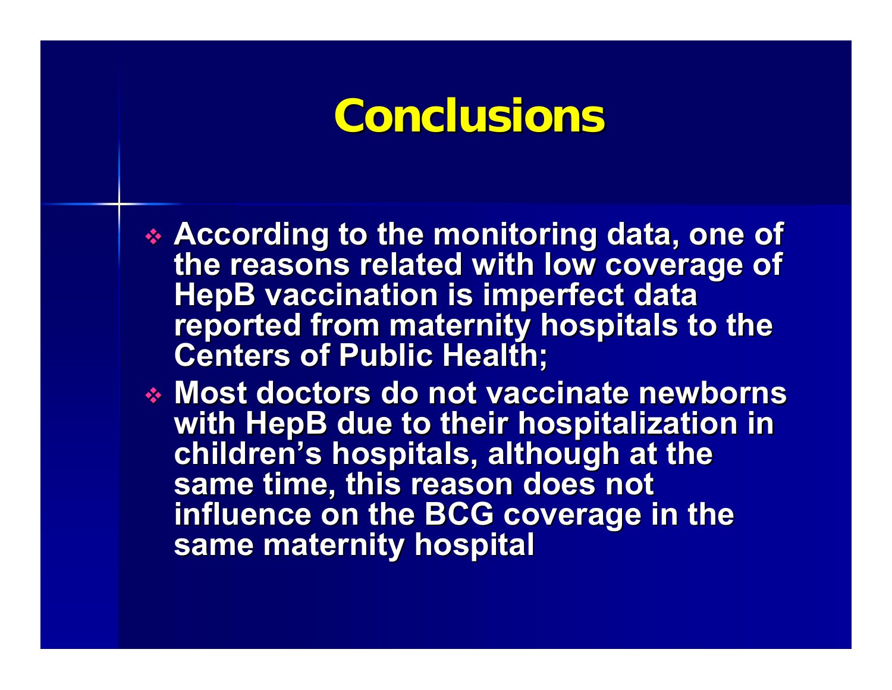# Conclusions

- According to the monitoring data, one of the reasons related with low coverage of HepB vaccination is imperfect data reported from maternity hospitals to the Centers of Public Health;
- Most doctors do not vaccinate newborns with HepB due to their hospitalization in children's hospitals, although at the same time, this reason does not influence on the BCG coverage in the same maternity hospital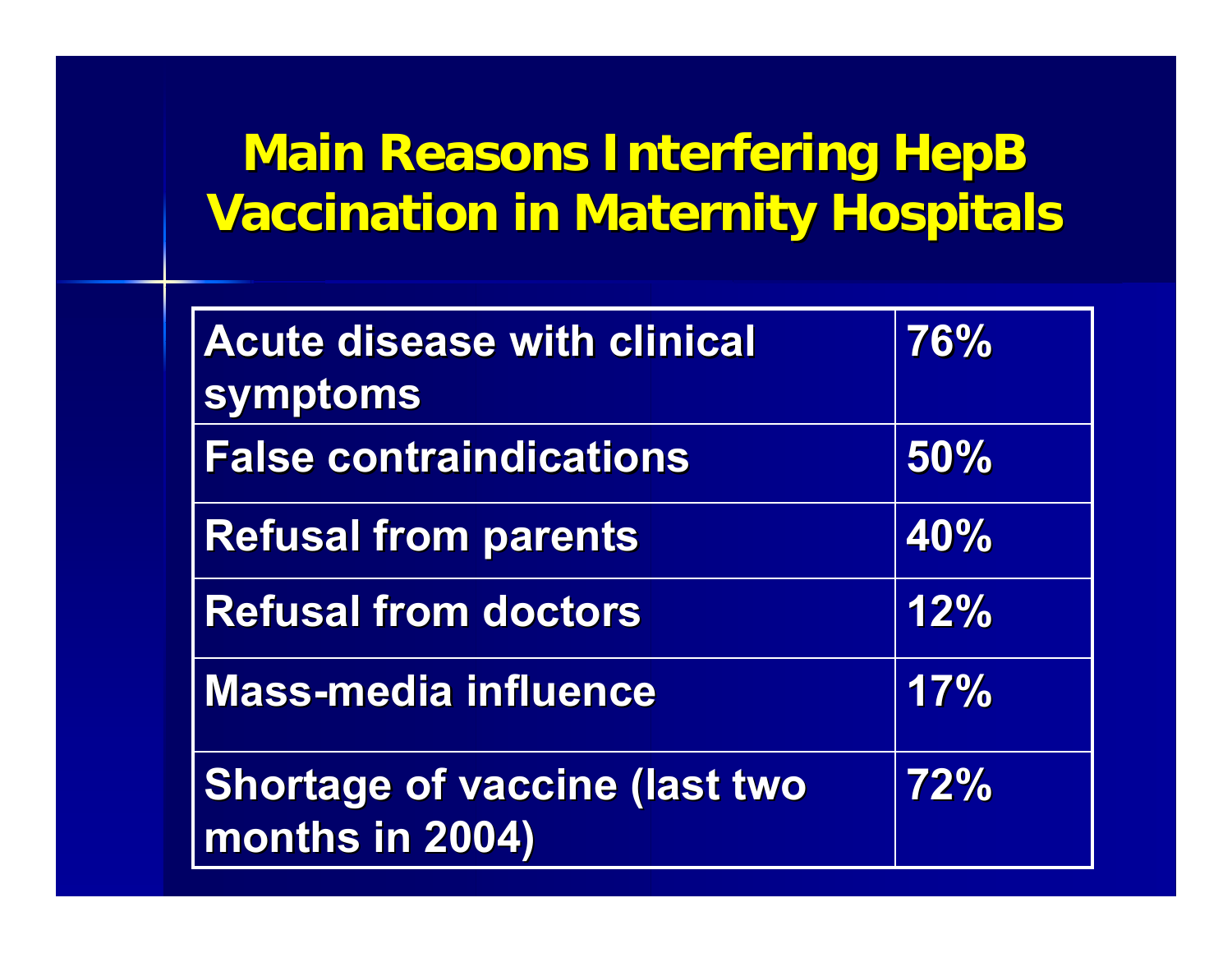# Main Reasons Interfering HepB Vaccination in Maternity Hospitals

| Reason | % |
|---|---|
| Acute disease with clinical symptoms | 76% |
| False contraindications | 50% |
| Refusal from parents | 40% |
| Refusal from doctors | 12% |
| Mass-media influence | 17% |
| Shortage of vaccine (last two months in 2004) | 72% |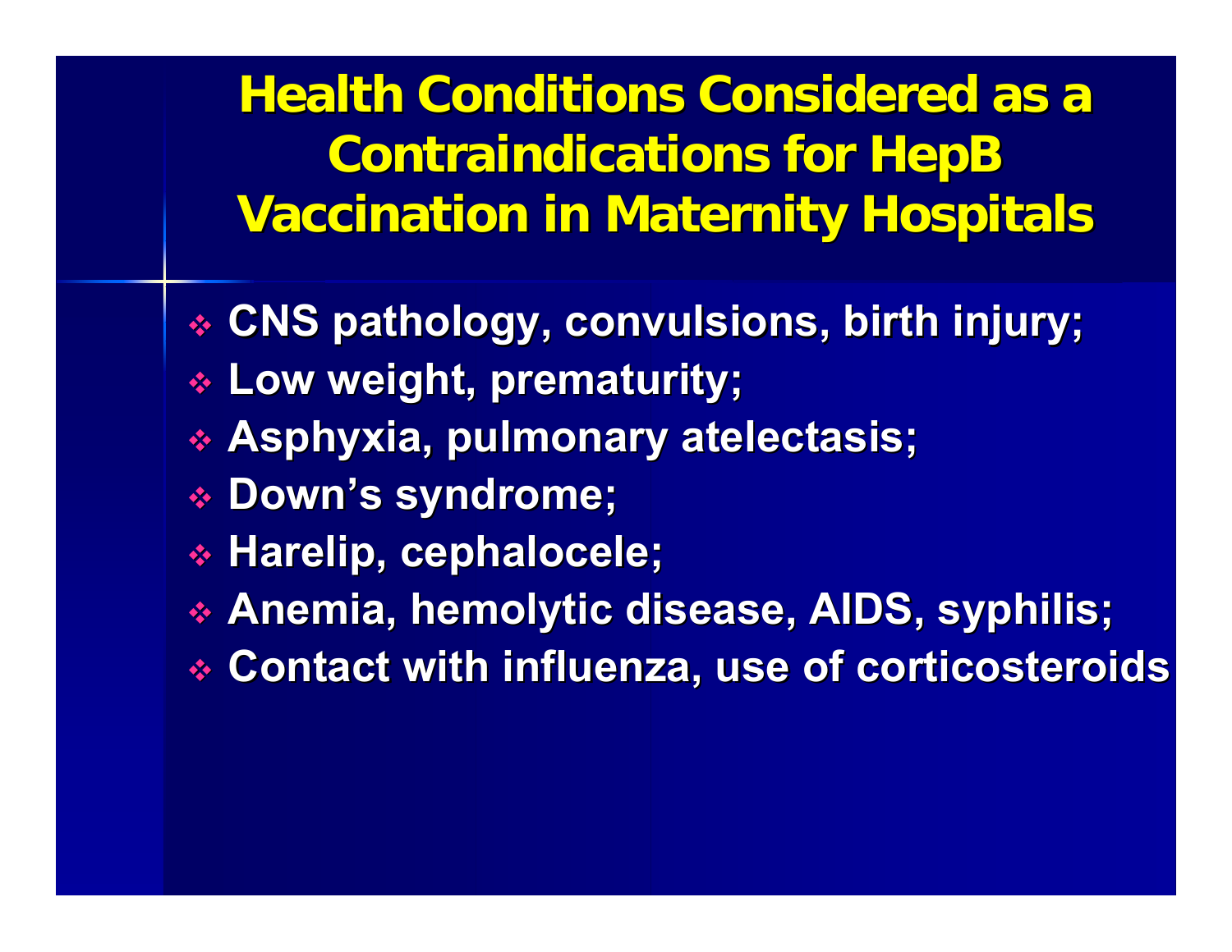# Health Conditions Considered as a Contraindications for HepB Vaccination in Maternity Hospitals

- CNS pathology, convulsions, birth injury;
- Low weight, prematurity;
- Asphyxia, pulmonary atelectasis;
- Down's syndrome;
- Harelip, cephalocele;
- Anemia, hemolytic disease, AIDS, syphilis;
- Contact with influenza, use of corticosteroids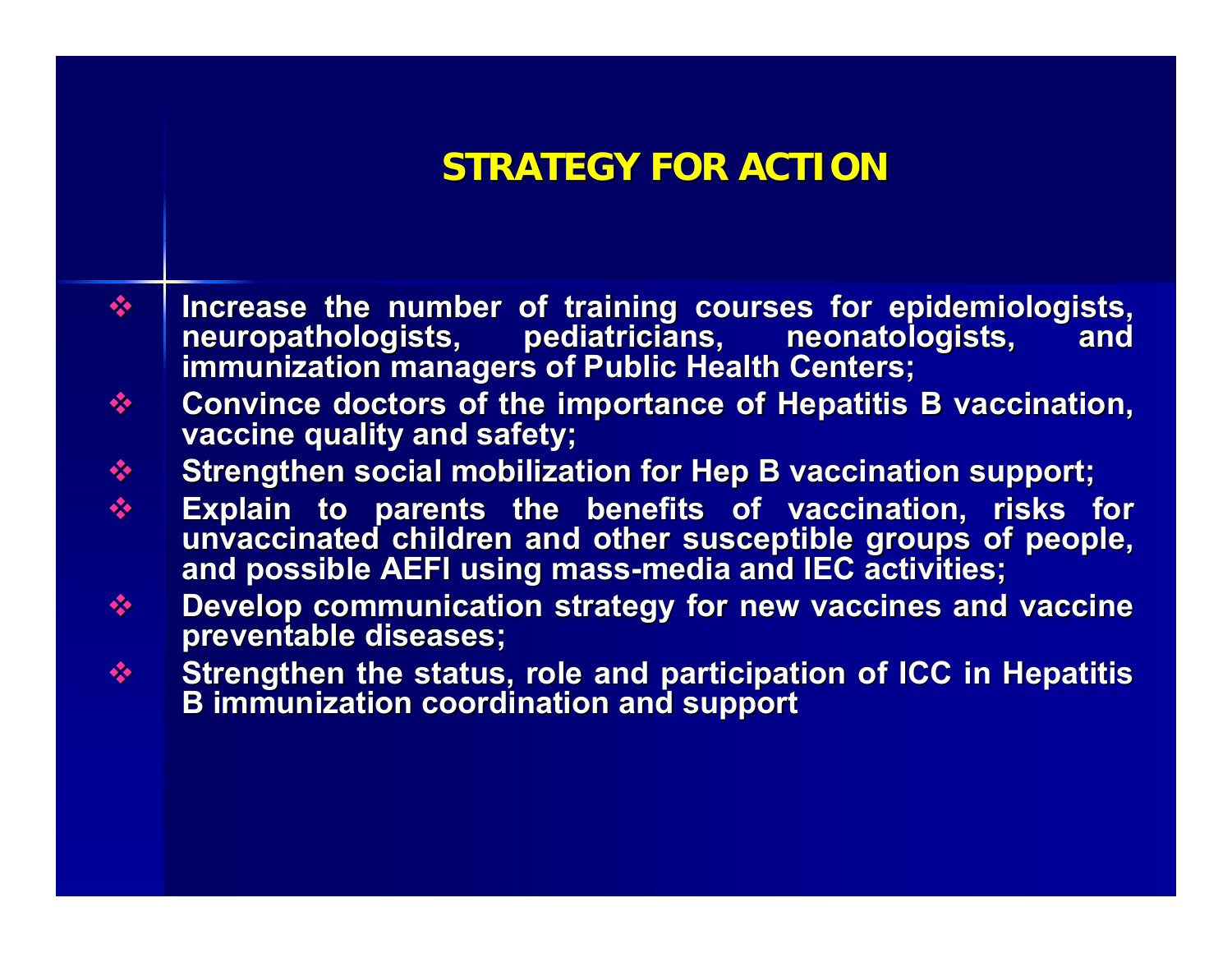# STRATEGY FOR ACTION

- Increase the number of training courses for epidemiologists, neuropathologists, pediatricians, neonatologists, and immunization managers of Public Health Centers;
- Convince doctors of the importance of Hepatitis B vaccination, vaccine quality and safety;
- Strengthen social mobilization for Hep B vaccination support;
- Explain to parents the benefits of vaccination, risks for unvaccinated children and other susceptible groups of people, and possible AEFI using mass-media and IEC activities;
- Develop communication strategy for new vaccines and vaccine preventable diseases;
- Strengthen the status, role and participation of ICC in Hepatitis B immunization coordination and support